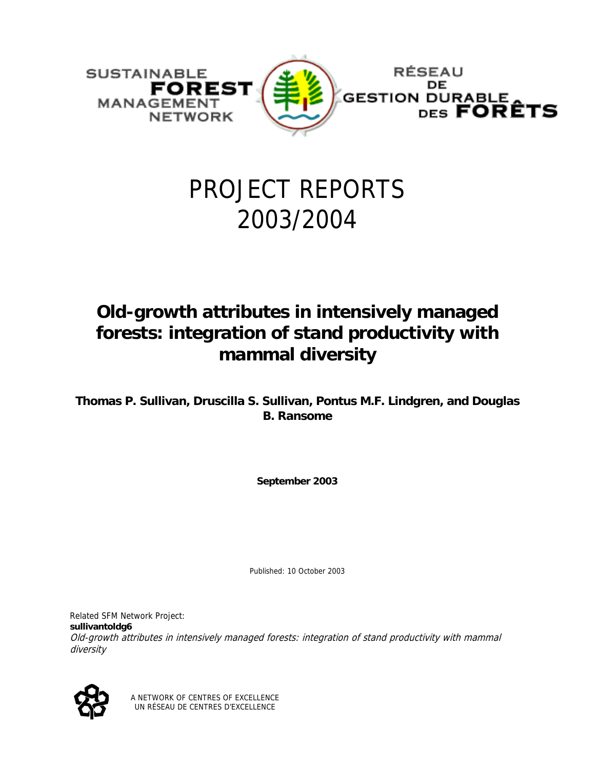SUSTAINABLE **FOREST** MANAGEMENT NETWORK

RÉSEAU DE GESTION DURABLE DES **FORÊTS**

# PROJECT REPORTS 2003/2004

## Old-growth attributes in intensively managed forests: integration of stand productivity with mammal diversity

**Thomas P. Sullivan, Druscilla S. Sullivan, Pontus M.F. Lindgren, and Douglas B. Ransome**

**September 2003**

Published: 10 October 2003

Related SFM Network Project:
**sullivantoldg6**
*Old-growth attributes in intensively managed forests: integration of stand productivity with mammal diversity*

A NETWORK OF CENTRES OF EXCELLENCE
UN RÉSEAU DE CENTRES D'EXCELLENCE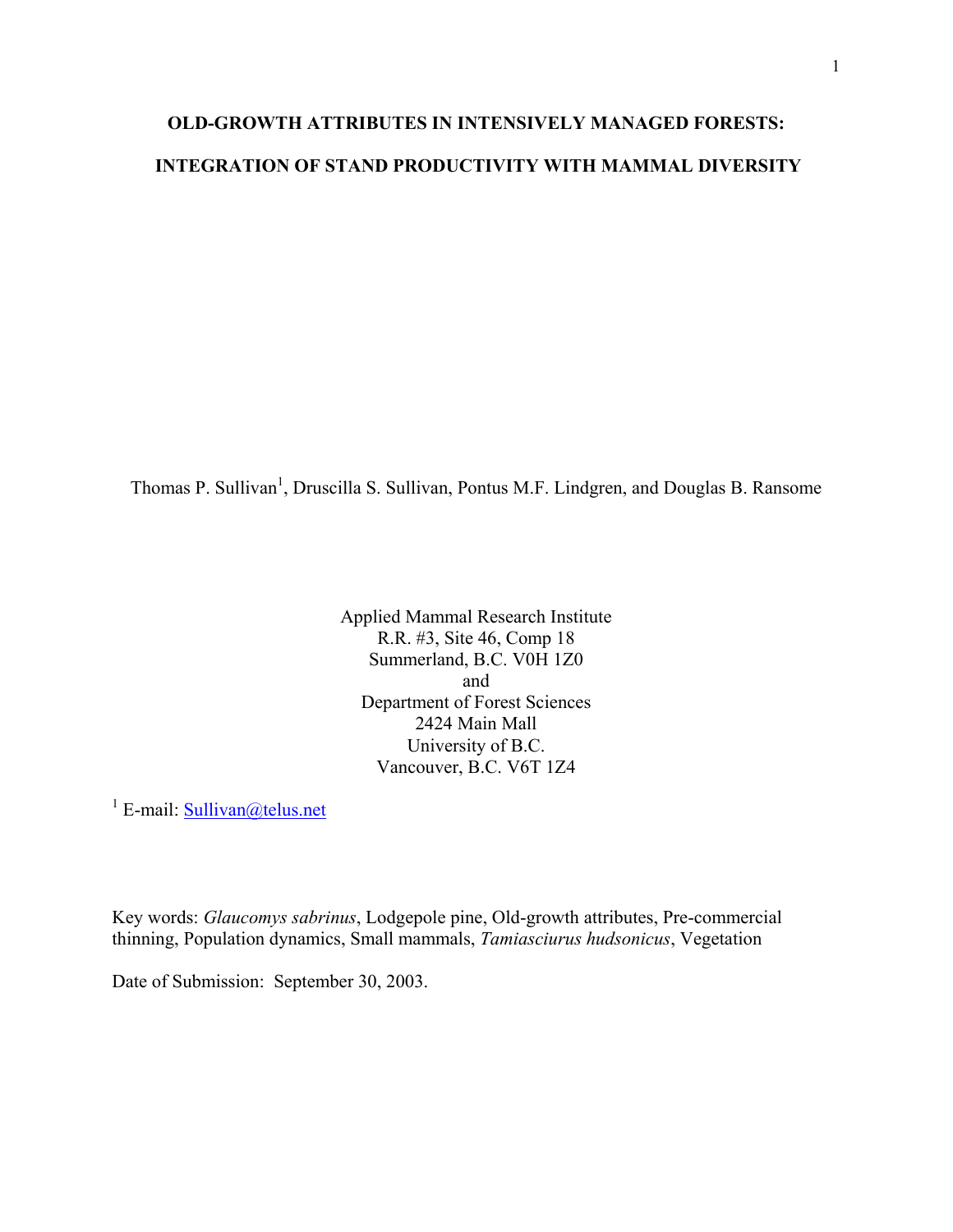# OLD-GROWTH ATTRIBUTES IN INTENSIVELY MANAGED FORESTS: INTEGRATION OF STAND PRODUCTIVITY WITH MAMMAL DIVERSITY

Thomas P. Sullivan[1], Druscilla S. Sullivan, Pontus M.F. Lindgren, and Douglas B. Ransome

Applied Mammal Research Institute  
R.R. #3, Site 46, Comp 18  
Summerland, B.C. V0H 1Z0  
and  
Department of Forest Sciences  
2424 Main Mall  
University of B.C.  
Vancouver, B.C. V6T 1Z4

[1] E-mail: Sullivan@telus.net

Key words: *Glaucomys sabrinus*, Lodgepole pine, Old-growth attributes, Pre-commercial thinning, Population dynamics, Small mammals, *Tamiasciurus hudsonicus*, Vegetation

Date of Submission: September 30, 2003.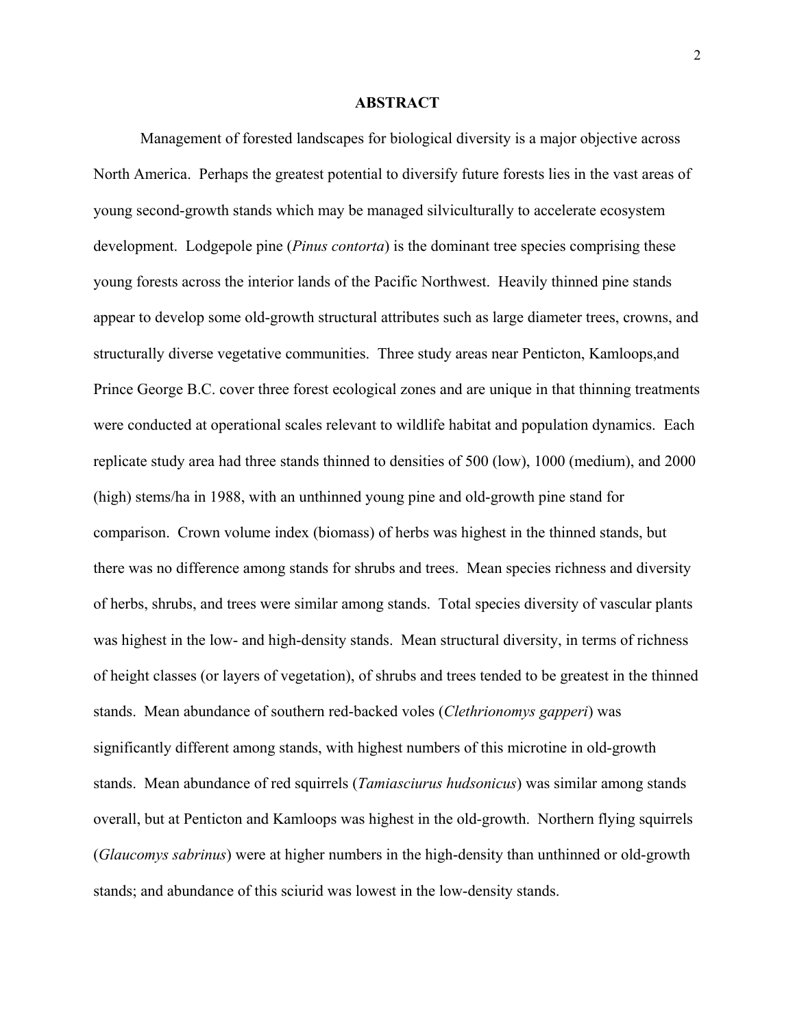## ABSTRACT

Management of forested landscapes for biological diversity is a major objective across North America. Perhaps the greatest potential to diversify future forests lies in the vast areas of young second-growth stands which may be managed silviculturally to accelerate ecosystem development. Lodgepole pine (*Pinus contorta*) is the dominant tree species comprising these young forests across the interior lands of the Pacific Northwest. Heavily thinned pine stands appear to develop some old-growth structural attributes such as large diameter trees, crowns, and structurally diverse vegetative communities. Three study areas near Penticton, Kamloops,and Prince George B.C. cover three forest ecological zones and are unique in that thinning treatments were conducted at operational scales relevant to wildlife habitat and population dynamics. Each replicate study area had three stands thinned to densities of 500 (low), 1000 (medium), and 2000 (high) stems/ha in 1988, with an unthinned young pine and old-growth pine stand for comparison. Crown volume index (biomass) of herbs was highest in the thinned stands, but there was no difference among stands for shrubs and trees. Mean species richness and diversity of herbs, shrubs, and trees were similar among stands. Total species diversity of vascular plants was highest in the low- and high-density stands. Mean structural diversity, in terms of richness of height classes (or layers of vegetation), of shrubs and trees tended to be greatest in the thinned stands. Mean abundance of southern red-backed voles (*Clethrionomys gapperi*) was significantly different among stands, with highest numbers of this microtine in old-growth stands. Mean abundance of red squirrels (*Tamiasciurus hudsonicus*) was similar among stands overall, but at Penticton and Kamloops was highest in the old-growth. Northern flying squirrels (*Glaucomys sabrinus*) were at higher numbers in the high-density than unthinned or old-growth stands; and abundance of this sciurid was lowest in the low-density stands.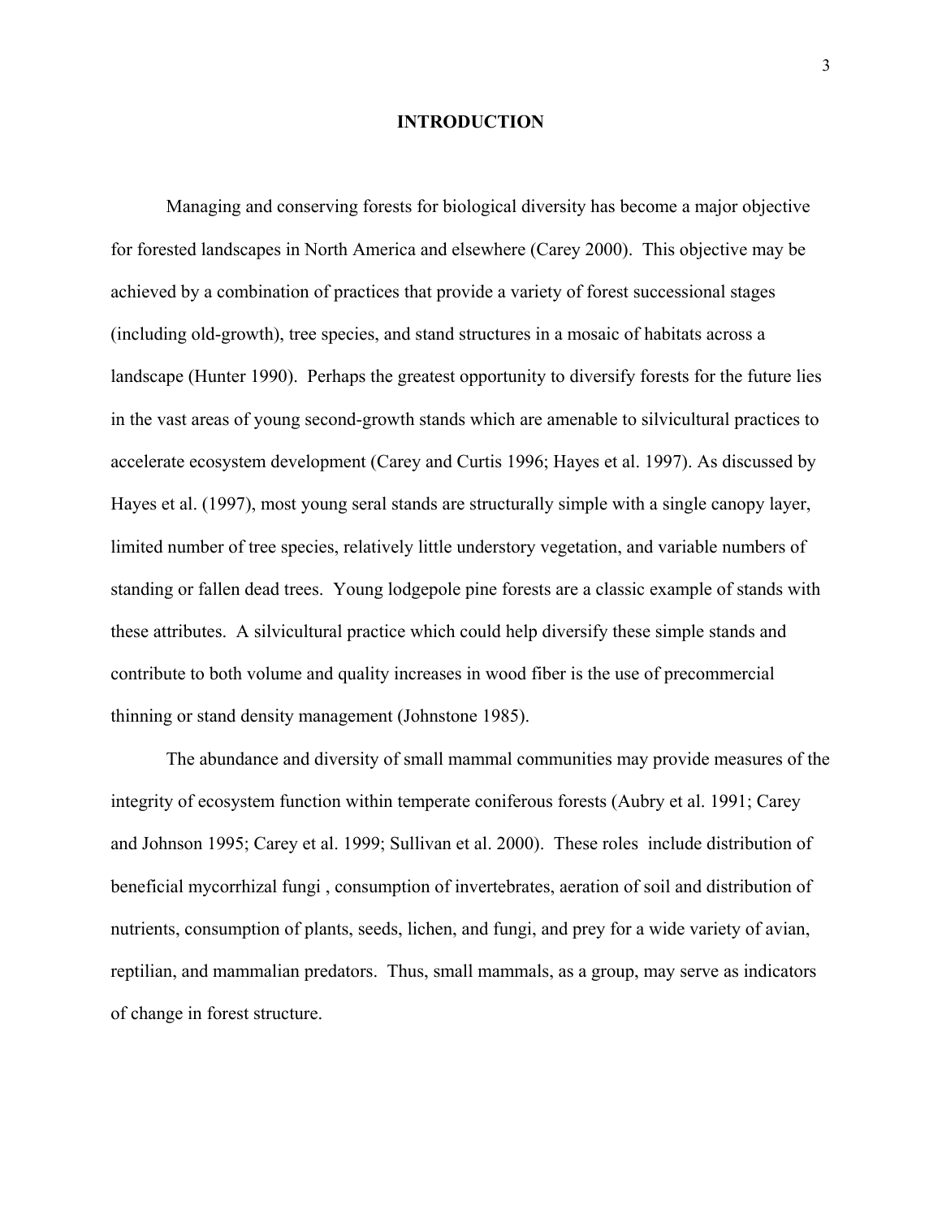# INTRODUCTION

Managing and conserving forests for biological diversity has become a major objective for forested landscapes in North America and elsewhere (Carey 2000). This objective may be achieved by a combination of practices that provide a variety of forest successional stages (including old-growth), tree species, and stand structures in a mosaic of habitats across a landscape (Hunter 1990). Perhaps the greatest opportunity to diversify forests for the future lies in the vast areas of young second-growth stands which are amenable to silvicultural practices to accelerate ecosystem development (Carey and Curtis 1996; Hayes et al. 1997). As discussed by Hayes et al. (1997), most young seral stands are structurally simple with a single canopy layer, limited number of tree species, relatively little understory vegetation, and variable numbers of standing or fallen dead trees. Young lodgepole pine forests are a classic example of stands with these attributes. A silvicultural practice which could help diversify these simple stands and contribute to both volume and quality increases in wood fiber is the use of precommercial thinning or stand density management (Johnstone 1985).

The abundance and diversity of small mammal communities may provide measures of the integrity of ecosystem function within temperate coniferous forests (Aubry et al. 1991; Carey and Johnson 1995; Carey et al. 1999; Sullivan et al. 2000). These roles include distribution of beneficial mycorrhizal fungi , consumption of invertebrates, aeration of soil and distribution of nutrients, consumption of plants, seeds, lichen, and fungi, and prey for a wide variety of avian, reptilian, and mammalian predators. Thus, small mammals, as a group, may serve as indicators of change in forest structure.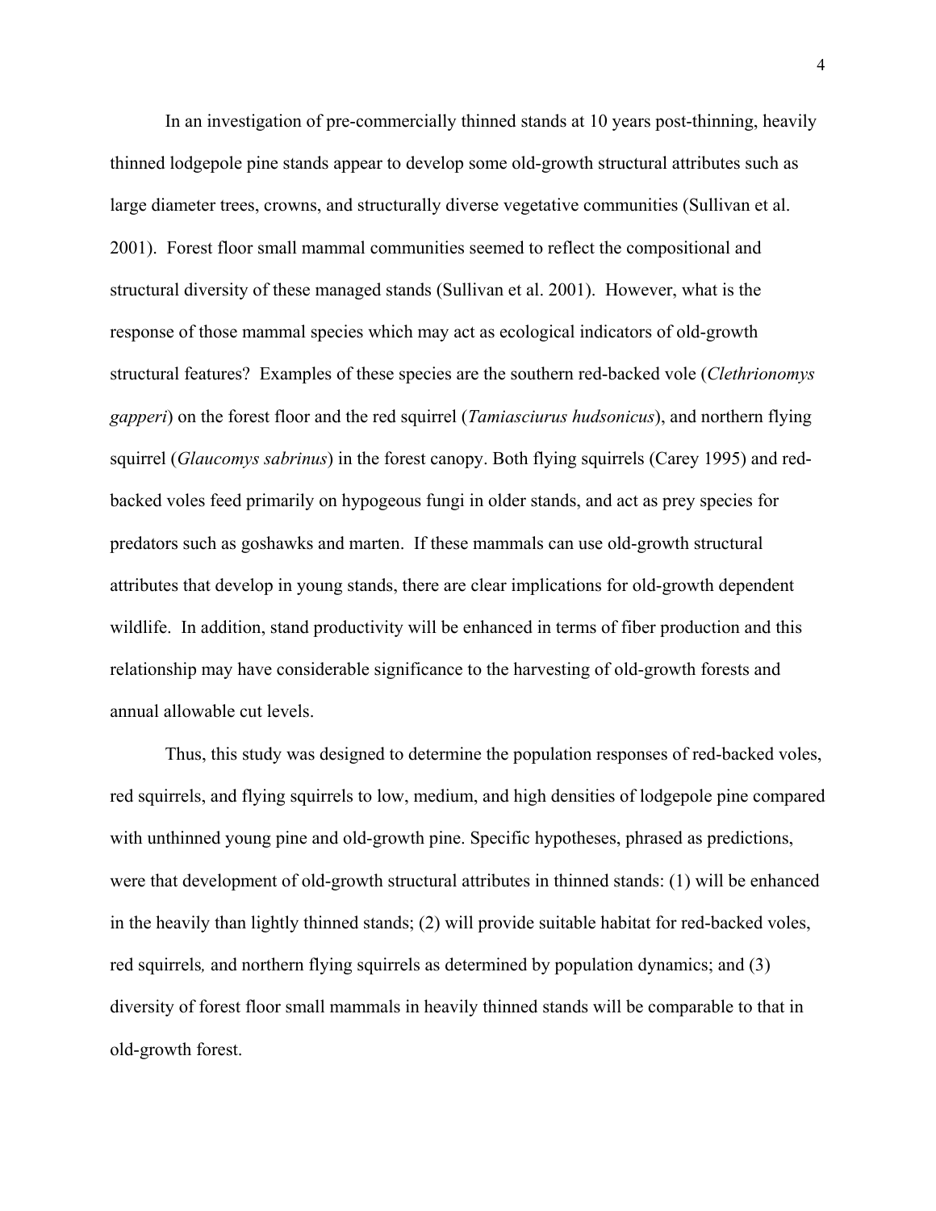In an investigation of pre-commercially thinned stands at 10 years post-thinning, heavily thinned lodgepole pine stands appear to develop some old-growth structural attributes such as large diameter trees, crowns, and structurally diverse vegetative communities (Sullivan et al. 2001). Forest floor small mammal communities seemed to reflect the compositional and structural diversity of these managed stands (Sullivan et al. 2001). However, what is the response of those mammal species which may act as ecological indicators of old-growth structural features? Examples of these species are the southern red-backed vole (*Clethrionomys gapperi*) on the forest floor and the red squirrel (*Tamiasciurus hudsonicus*), and northern flying squirrel (*Glaucomys sabrinus*) in the forest canopy. Both flying squirrels (Carey 1995) and red-backed voles feed primarily on hypogeous fungi in older stands, and act as prey species for predators such as goshawks and marten. If these mammals can use old-growth structural attributes that develop in young stands, there are clear implications for old-growth dependent wildlife. In addition, stand productivity will be enhanced in terms of fiber production and this relationship may have considerable significance to the harvesting of old-growth forests and annual allowable cut levels.

Thus, this study was designed to determine the population responses of red-backed voles, red squirrels, and flying squirrels to low, medium, and high densities of lodgepole pine compared with unthinned young pine and old-growth pine. Specific hypotheses, phrased as predictions, were that development of old-growth structural attributes in thinned stands: (1) will be enhanced in the heavily than lightly thinned stands; (2) will provide suitable habitat for red-backed voles, red squirrels*,* and northern flying squirrels as determined by population dynamics; and (3) diversity of forest floor small mammals in heavily thinned stands will be comparable to that in old-growth forest.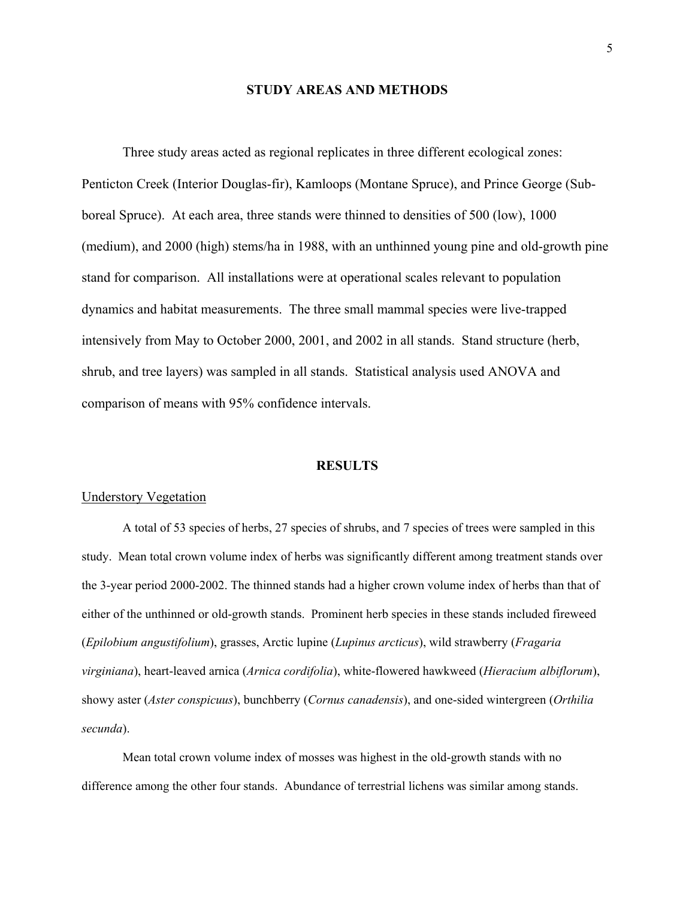## STUDY AREAS AND METHODS

Three study areas acted as regional replicates in three different ecological zones: Penticton Creek (Interior Douglas-fir), Kamloops (Montane Spruce), and Prince George (Sub-boreal Spruce). At each area, three stands were thinned to densities of 500 (low), 1000 (medium), and 2000 (high) stems/ha in 1988, with an unthinned young pine and old-growth pine stand for comparison. All installations were at operational scales relevant to population dynamics and habitat measurements. The three small mammal species were live-trapped intensively from May to October 2000, 2001, and 2002 in all stands. Stand structure (herb, shrub, and tree layers) was sampled in all stands. Statistical analysis used ANOVA and comparison of means with 95% confidence intervals.

## RESULTS

### Understory Vegetation

A total of 53 species of herbs, 27 species of shrubs, and 7 species of trees were sampled in this study. Mean total crown volume index of herbs was significantly different among treatment stands over the 3-year period 2000-2002. The thinned stands had a higher crown volume index of herbs than that of either of the unthinned or old-growth stands. Prominent herb species in these stands included fireweed (*Epilobium angustifolium*), grasses, Arctic lupine (*Lupinus arcticus*), wild strawberry (*Fragaria virginiana*), heart-leaved arnica (*Arnica cordifolia*), white-flowered hawkweed (*Hieracium albiflorum*), showy aster (*Aster conspicuus*), bunchberry (*Cornus canadensis*), and one-sided wintergreen (*Orthilia secunda*).

Mean total crown volume index of mosses was highest in the old-growth stands with no difference among the other four stands. Abundance of terrestrial lichens was similar among stands.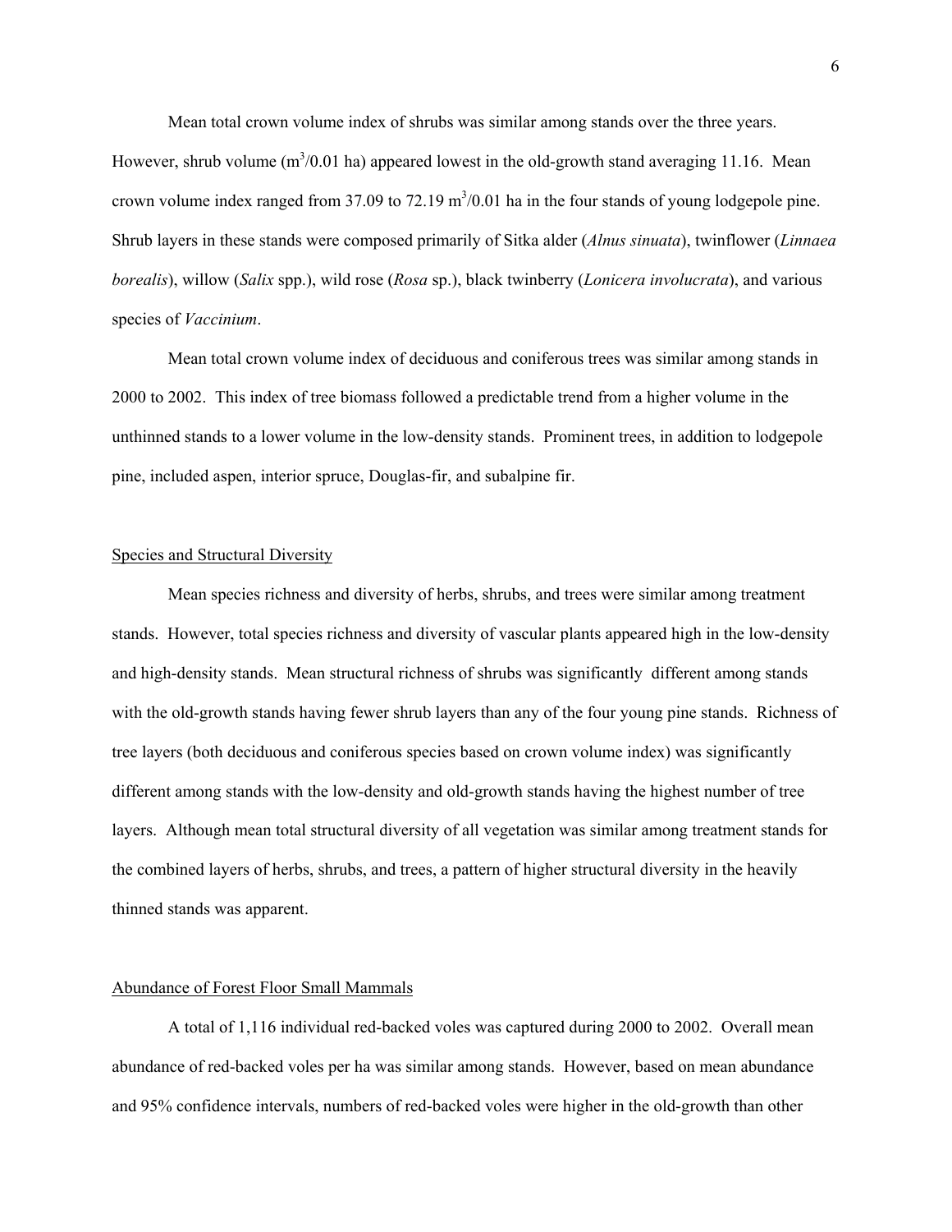Mean total crown volume index of shrubs was similar among stands over the three years. However, shrub volume ($m^3$/0.01 ha) appeared lowest in the old-growth stand averaging 11.16. Mean crown volume index ranged from 37.09 to 72.19 $m^3$/0.01 ha in the four stands of young lodgepole pine. Shrub layers in these stands were composed primarily of Sitka alder (*Alnus sinuata*), twinflower (*Linnaea borealis*), willow (*Salix* spp.), wild rose (*Rosa* sp.), black twinberry (*Lonicera involucrata*), and various species of *Vaccinium*.

Mean total crown volume index of deciduous and coniferous trees was similar among stands in 2000 to 2002. This index of tree biomass followed a predictable trend from a higher volume in the unthinned stands to a lower volume in the low-density stands. Prominent trees, in addition to lodgepole pine, included aspen, interior spruce, Douglas-fir, and subalpine fir.

## Species and Structural Diversity

Mean species richness and diversity of herbs, shrubs, and trees were similar among treatment stands. However, total species richness and diversity of vascular plants appeared high in the low-density and high-density stands. Mean structural richness of shrubs was significantly different among stands with the old-growth stands having fewer shrub layers than any of the four young pine stands. Richness of tree layers (both deciduous and coniferous species based on crown volume index) was significantly different among stands with the low-density and old-growth stands having the highest number of tree layers. Although mean total structural diversity of all vegetation was similar among treatment stands for the combined layers of herbs, shrubs, and trees, a pattern of higher structural diversity in the heavily thinned stands was apparent.

## Abundance of Forest Floor Small Mammals

A total of 1,116 individual red-backed voles was captured during 2000 to 2002. Overall mean abundance of red-backed voles per ha was similar among stands. However, based on mean abundance and 95% confidence intervals, numbers of red-backed voles were higher in the old-growth than other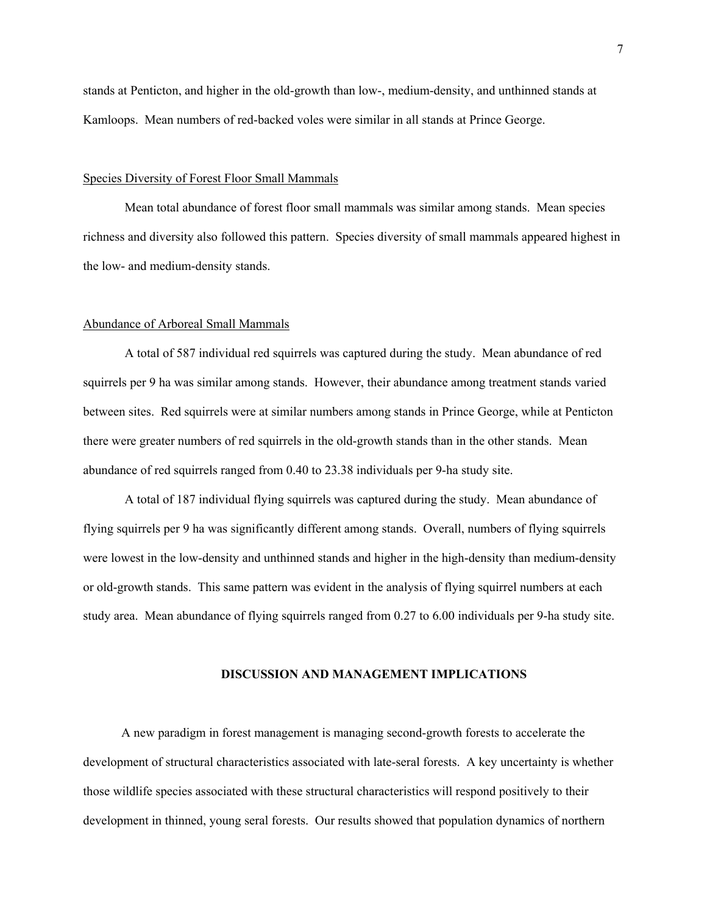stands at Penticton, and higher in the old-growth than low-, medium-density, and unthinned stands at Kamloops. Mean numbers of red-backed voles were similar in all stands at Prince George.

### Species Diversity of Forest Floor Small Mammals

Mean total abundance of forest floor small mammals was similar among stands. Mean species richness and diversity also followed this pattern. Species diversity of small mammals appeared highest in the low- and medium-density stands.

### Abundance of Arboreal Small Mammals

A total of 587 individual red squirrels was captured during the study. Mean abundance of red squirrels per 9 ha was similar among stands. However, their abundance among treatment stands varied between sites. Red squirrels were at similar numbers among stands in Prince George, while at Penticton there were greater numbers of red squirrels in the old-growth stands than in the other stands. Mean abundance of red squirrels ranged from 0.40 to 23.38 individuals per 9-ha study site.

A total of 187 individual flying squirrels was captured during the study. Mean abundance of flying squirrels per 9 ha was significantly different among stands. Overall, numbers of flying squirrels were lowest in the low-density and unthinned stands and higher in the high-density than medium-density or old-growth stands. This same pattern was evident in the analysis of flying squirrel numbers at each study area. Mean abundance of flying squirrels ranged from 0.27 to 6.00 individuals per 9-ha study site.

## DISCUSSION AND MANAGEMENT IMPLICATIONS

A new paradigm in forest management is managing second-growth forests to accelerate the development of structural characteristics associated with late-seral forests. A key uncertainty is whether those wildlife species associated with these structural characteristics will respond positively to their development in thinned, young seral forests. Our results showed that population dynamics of northern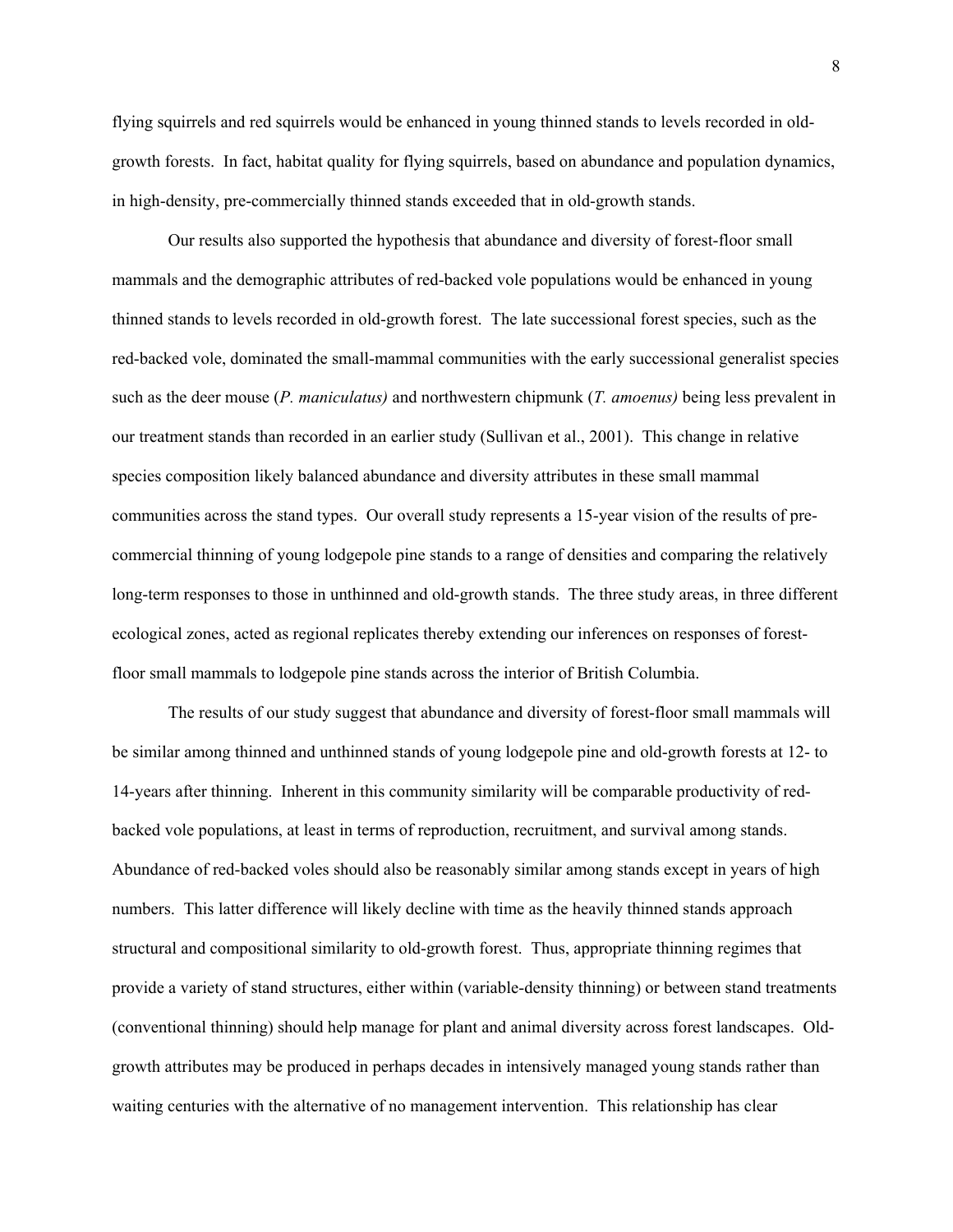flying squirrels and red squirrels would be enhanced in young thinned stands to levels recorded in old-growth forests. In fact, habitat quality for flying squirrels, based on abundance and population dynamics, in high-density, pre-commercially thinned stands exceeded that in old-growth stands.

Our results also supported the hypothesis that abundance and diversity of forest-floor small mammals and the demographic attributes of red-backed vole populations would be enhanced in young thinned stands to levels recorded in old-growth forest. The late successional forest species, such as the red-backed vole, dominated the small-mammal communities with the early successional generalist species such as the deer mouse (*P. maniculatus)* and northwestern chipmunk (*T. amoenus)* being less prevalent in our treatment stands than recorded in an earlier study (Sullivan et al., 2001). This change in relative species composition likely balanced abundance and diversity attributes in these small mammal communities across the stand types. Our overall study represents a 15-year vision of the results of pre-commercial thinning of young lodgepole pine stands to a range of densities and comparing the relatively long-term responses to those in unthinned and old-growth stands. The three study areas, in three different ecological zones, acted as regional replicates thereby extending our inferences on responses of forest-floor small mammals to lodgepole pine stands across the interior of British Columbia.

The results of our study suggest that abundance and diversity of forest-floor small mammals will be similar among thinned and unthinned stands of young lodgepole pine and old-growth forests at 12- to 14-years after thinning. Inherent in this community similarity will be comparable productivity of red-backed vole populations, at least in terms of reproduction, recruitment, and survival among stands. Abundance of red-backed voles should also be reasonably similar among stands except in years of high numbers. This latter difference will likely decline with time as the heavily thinned stands approach structural and compositional similarity to old-growth forest. Thus, appropriate thinning regimes that provide a variety of stand structures, either within (variable-density thinning) or between stand treatments (conventional thinning) should help manage for plant and animal diversity across forest landscapes. Old-growth attributes may be produced in perhaps decades in intensively managed young stands rather than waiting centuries with the alternative of no management intervention. This relationship has clear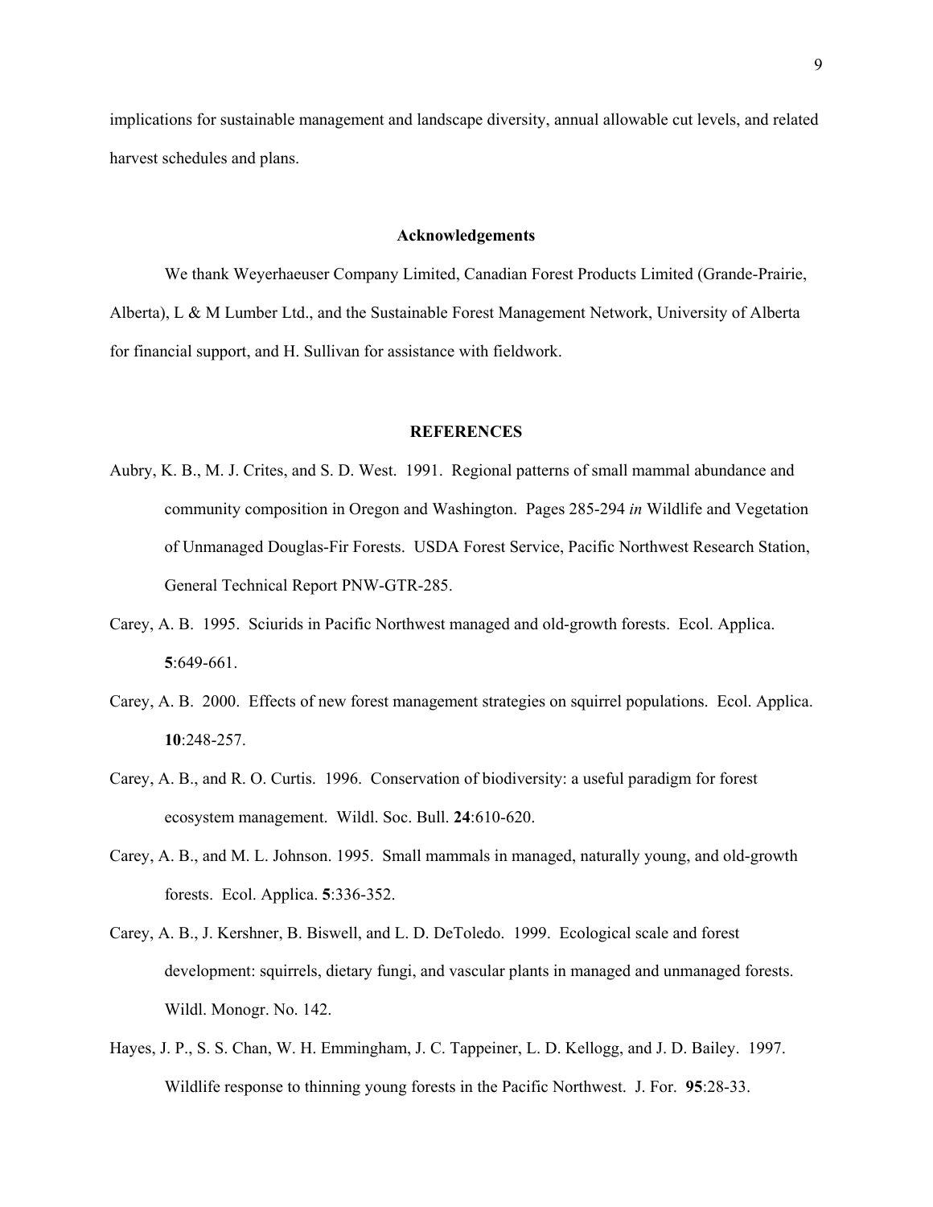implications for sustainable management and landscape diversity, annual allowable cut levels, and related harvest schedules and plans.

## Acknowledgements

We thank Weyerhaeuser Company Limited, Canadian Forest Products Limited (Grande-Prairie, Alberta), L & M Lumber Ltd., and the Sustainable Forest Management Network, University of Alberta for financial support, and H. Sullivan for assistance with fieldwork.

## REFERENCES

Aubry, K. B., M. J. Crites, and S. D. West. 1991. Regional patterns of small mammal abundance and community composition in Oregon and Washington. Pages 285-294 *in* Wildlife and Vegetation of Unmanaged Douglas-Fir Forests. USDA Forest Service, Pacific Northwest Research Station, General Technical Report PNW-GTR-285.

Carey, A. B. 1995. Sciurids in Pacific Northwest managed and old-growth forests. Ecol. Applica. **5**:649-661.

Carey, A. B. 2000. Effects of new forest management strategies on squirrel populations. Ecol. Applica. **10**:248-257.

Carey, A. B., and R. O. Curtis. 1996. Conservation of biodiversity: a useful paradigm for forest ecosystem management. Wildl. Soc. Bull. **24**:610-620.

Carey, A. B., and M. L. Johnson. 1995. Small mammals in managed, naturally young, and old-growth forests. Ecol. Applica. **5**:336-352.

Carey, A. B., J. Kershner, B. Biswell, and L. D. DeToledo. 1999. Ecological scale and forest development: squirrels, dietary fungi, and vascular plants in managed and unmanaged forests. Wildl. Monogr. No. 142.

Hayes, J. P., S. S. Chan, W. H. Emmingham, J. C. Tappeiner, L. D. Kellogg, and J. D. Bailey. 1997. Wildlife response to thinning young forests in the Pacific Northwest. J. For. **95**:28-33.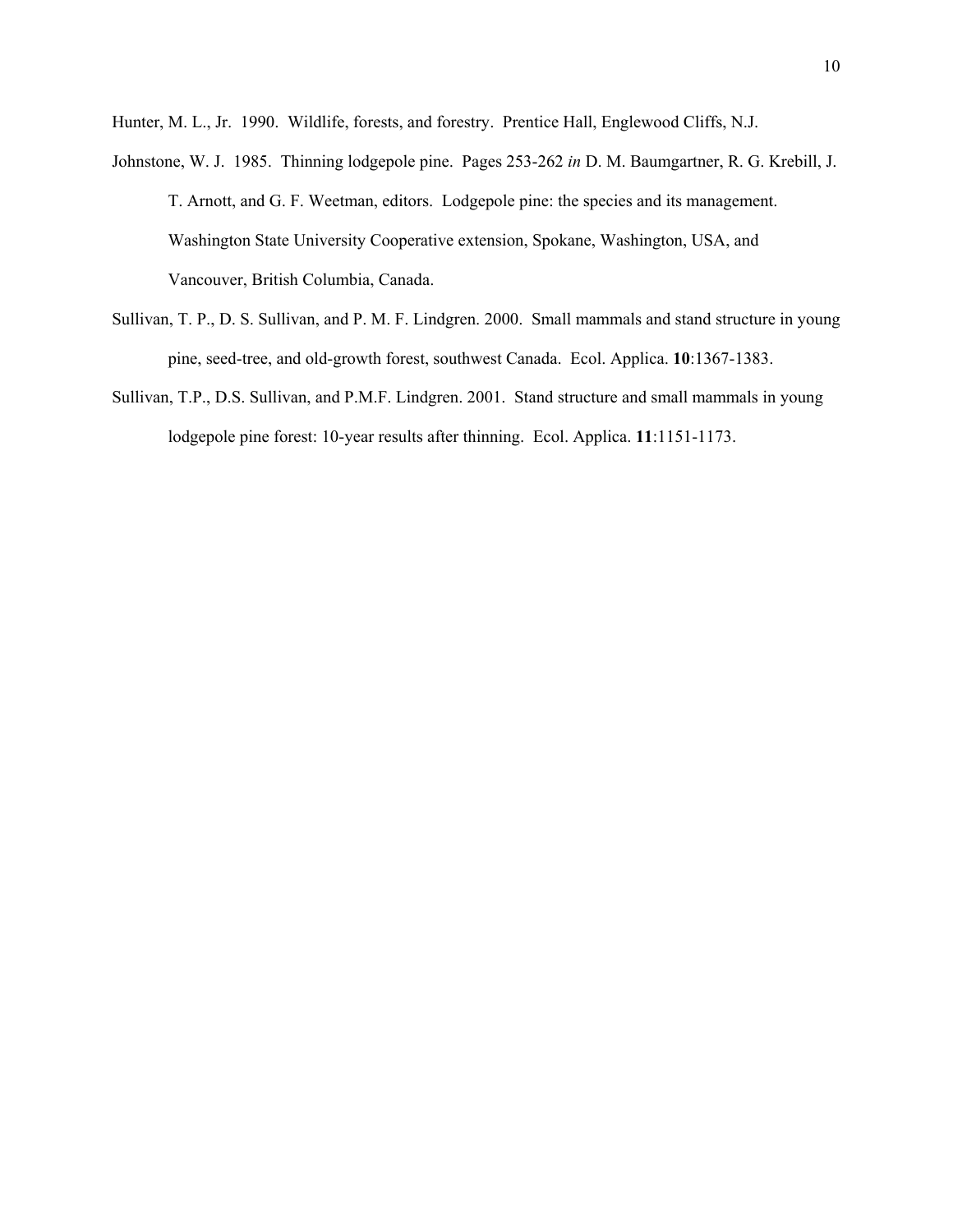Hunter, M. L., Jr. 1990. Wildlife, forests, and forestry. Prentice Hall, Englewood Cliffs, N.J.

Johnstone, W. J. 1985. Thinning lodgepole pine. Pages 253-262 *in* D. M. Baumgartner, R. G. Krebill, J. T. Arnott, and G. F. Weetman, editors. Lodgepole pine: the species and its management. Washington State University Cooperative extension, Spokane, Washington, USA, and Vancouver, British Columbia, Canada.

Sullivan, T. P., D. S. Sullivan, and P. M. F. Lindgren. 2000. Small mammals and stand structure in young pine, seed-tree, and old-growth forest, southwest Canada. Ecol. Applica. **10**:1367-1383.

Sullivan, T.P., D.S. Sullivan, and P.M.F. Lindgren. 2001. Stand structure and small mammals in young lodgepole pine forest: 10-year results after thinning. Ecol. Applica. **11**:1151-1173.